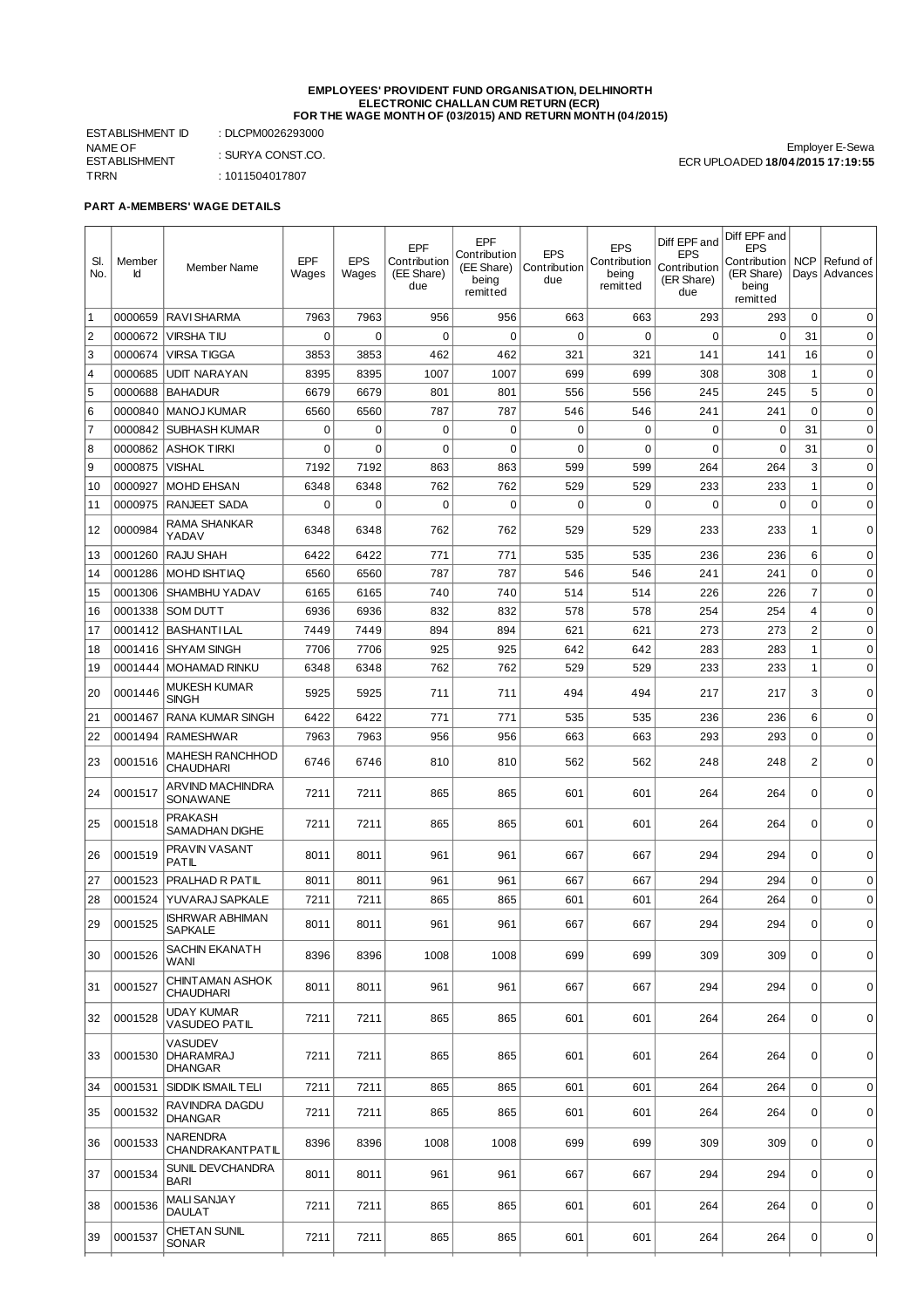**EMPLOYEES' PROVIDENT FUND ORGANISATION, DELHINORTH**
**ELECTRONIC CHALLAN CUM RETURN (ECR)**
**FOR THE WAGE MONTH OF (03/2015) AND RETURN MONTH (04/2015)**

ESTABLISHMENT ID : DLCPM0026293000
NAME OF ESTABLISHMENT : SURYA CONST.CO.
TRRN : 1011504017807

Employer E-Sewa
ECR UPLOADED **18/04/2015 17:19:55**

**PART A-MEMBERS' WAGE DETAILS**

| Sl. No. | Member Id | Member Name | EPF Wages | EPS Wages | EPF Contribution (EE Share) due | EPF Contribution (EE Share) being remitted | EPS Contribution due | EPS Contribution being remitted | Diff EPF and EPS Contribution (ER Share) due | Diff EPF and EPS Contribution (ER Share) being remitted | NCP Days | Refund of Advances |
|---|---|---|---|---|---|---|---|---|---|---|---|---|
| 1 | 0000659 | RAVI SHARMA | 7963 | 7963 | 956 | 956 | 663 | 663 | 293 | 293 | 0 | 0 |
| 2 | 0000672 | VIRSHA TIU | 0 | 0 | 0 | 0 | 0 | 0 | 0 | 0 | 31 | 0 |
| 3 | 0000674 | VIRSA TIGGA | 3853 | 3853 | 462 | 462 | 321 | 321 | 141 | 141 | 16 | 0 |
| 4 | 0000685 | UDIT NARAYAN | 8395 | 8395 | 1007 | 1007 | 699 | 699 | 308 | 308 | 1 | 0 |
| 5 | 0000688 | BAHADUR | 6679 | 6679 | 801 | 801 | 556 | 556 | 245 | 245 | 5 | 0 |
| 6 | 0000840 | MANOJ KUMAR | 6560 | 6560 | 787 | 787 | 546 | 546 | 241 | 241 | 0 | 0 |
| 7 | 0000842 | SUBHASH KUMAR | 0 | 0 | 0 | 0 | 0 | 0 | 0 | 0 | 31 | 0 |
| 8 | 0000862 | ASHOK TIRKI | 0 | 0 | 0 | 0 | 0 | 0 | 0 | 0 | 31 | 0 |
| 9 | 0000875 | VISHAL | 7192 | 7192 | 863 | 863 | 599 | 599 | 264 | 264 | 3 | 0 |
| 10 | 0000927 | MOHD EHSAN | 6348 | 6348 | 762 | 762 | 529 | 529 | 233 | 233 | 1 | 0 |
| 11 | 0000975 | RANJEET SADA | 0 | 0 | 0 | 0 | 0 | 0 | 0 | 0 | 0 | 0 |
| 12 | 0000984 | RAMA SHANKAR YADAV | 6348 | 6348 | 762 | 762 | 529 | 529 | 233 | 233 | 1 | 0 |
| 13 | 0001260 | RAJU SHAH | 6422 | 6422 | 771 | 771 | 535 | 535 | 236 | 236 | 6 | 0 |
| 14 | 0001286 | MOHD ISHTIAQ | 6560 | 6560 | 787 | 787 | 546 | 546 | 241 | 241 | 0 | 0 |
| 15 | 0001306 | SHAMBHU YADAV | 6165 | 6165 | 740 | 740 | 514 | 514 | 226 | 226 | 7 | 0 |
| 16 | 0001338 | SOM DUTT | 6936 | 6936 | 832 | 832 | 578 | 578 | 254 | 254 | 4 | 0 |
| 17 | 0001412 | BASHANTI LAL | 7449 | 7449 | 894 | 894 | 621 | 621 | 273 | 273 | 2 | 0 |
| 18 | 0001416 | SHYAM SINGH | 7706 | 7706 | 925 | 925 | 642 | 642 | 283 | 283 | 1 | 0 |
| 19 | 0001444 | MOHAMAD RINKU | 6348 | 6348 | 762 | 762 | 529 | 529 | 233 | 233 | 1 | 0 |
| 20 | 0001446 | MUKESH KUMAR SINGH | 5925 | 5925 | 711 | 711 | 494 | 494 | 217 | 217 | 3 | 0 |
| 21 | 0001467 | RANA KUMAR SINGH | 6422 | 6422 | 771 | 771 | 535 | 535 | 236 | 236 | 6 | 0 |
| 22 | 0001494 | RAMESHWAR | 7963 | 7963 | 956 | 956 | 663 | 663 | 293 | 293 | 0 | 0 |
| 23 | 0001516 | MAHESH RANCHHOD CHAUDHARI | 6746 | 6746 | 810 | 810 | 562 | 562 | 248 | 248 | 2 | 0 |
| 24 | 0001517 | ARVIND MACHINDRA SONAWANE | 7211 | 7211 | 865 | 865 | 601 | 601 | 264 | 264 | 0 | 0 |
| 25 | 0001518 | PRAKASH SAMADHAN DIGHE | 7211 | 7211 | 865 | 865 | 601 | 601 | 264 | 264 | 0 | 0 |
| 26 | 0001519 | PRAVIN VASANT PATIL | 8011 | 8011 | 961 | 961 | 667 | 667 | 294 | 294 | 0 | 0 |
| 27 | 0001523 | PRALHAD R PATIL | 8011 | 8011 | 961 | 961 | 667 | 667 | 294 | 294 | 0 | 0 |
| 28 | 0001524 | YUVARAJ SAPKALE | 7211 | 7211 | 865 | 865 | 601 | 601 | 264 | 264 | 0 | 0 |
| 29 | 0001525 | ISHRWAR ABHIMAN SAPKALE | 8011 | 8011 | 961 | 961 | 667 | 667 | 294 | 294 | 0 | 0 |
| 30 | 0001526 | SACHIN EKANATH WANI | 8396 | 8396 | 1008 | 1008 | 699 | 699 | 309 | 309 | 0 | 0 |
| 31 | 0001527 | CHINTAMAN ASHOK CHAUDHARI | 8011 | 8011 | 961 | 961 | 667 | 667 | 294 | 294 | 0 | 0 |
| 32 | 0001528 | UDAY KUMAR VASUDEO PATIL | 7211 | 7211 | 865 | 865 | 601 | 601 | 264 | 264 | 0 | 0 |
| 33 | 0001530 | VASUDEV DHARAMRAJ DHANGAR | 7211 | 7211 | 865 | 865 | 601 | 601 | 264 | 264 | 0 | 0 |
| 34 | 0001531 | SIDDIK ISMAIL TELI | 7211 | 7211 | 865 | 865 | 601 | 601 | 264 | 264 | 0 | 0 |
| 35 | 0001532 | RAVINDRA DAGDU DHANGAR | 7211 | 7211 | 865 | 865 | 601 | 601 | 264 | 264 | 0 | 0 |
| 36 | 0001533 | NARENDRA CHANDRAKANTPATIL | 8396 | 8396 | 1008 | 1008 | 699 | 699 | 309 | 309 | 0 | 0 |
| 37 | 0001534 | SUNIL DEVCHANDRA BARI | 8011 | 8011 | 961 | 961 | 667 | 667 | 294 | 294 | 0 | 0 |
| 38 | 0001536 | MALI SANJAY DAULAT | 7211 | 7211 | 865 | 865 | 601 | 601 | 264 | 264 | 0 | 0 |
| 39 | 0001537 | CHETAN SUNIL SONAR | 7211 | 7211 | 865 | 865 | 601 | 601 | 264 | 264 | 0 | 0 |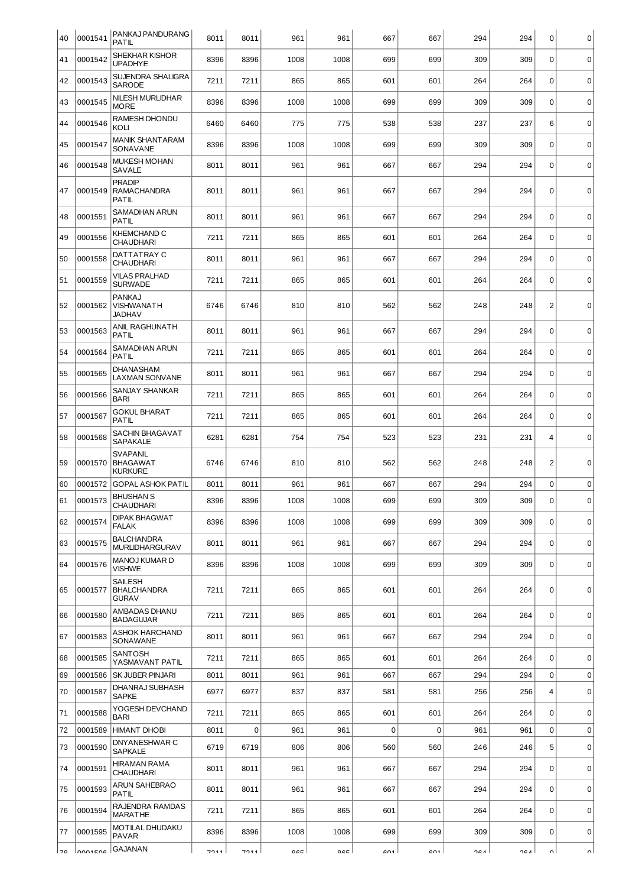| | | | | | | | | | | | | |
|---|---|---|---|---|---|---|---|---|---|---|---|---|
| 40 | 0001541 | PANKAJ PANDURANG PATIL | 8011 | 8011 | 961 | 961 | 667 | 667 | 294 | 294 | 0 | 0 |
| 41 | 0001542 | SHEKHAR KISHOR UPADHYE | 8396 | 8396 | 1008 | 1008 | 699 | 699 | 309 | 309 | 0 | 0 |
| 42 | 0001543 | SUJENDRA SHALIGRA SARODE | 7211 | 7211 | 865 | 865 | 601 | 601 | 264 | 264 | 0 | 0 |
| 43 | 0001545 | NILESH MURLIDHAR MORE | 8396 | 8396 | 1008 | 1008 | 699 | 699 | 309 | 309 | 0 | 0 |
| 44 | 0001546 | RAMESH DHONDU KOLI | 6460 | 6460 | 775 | 775 | 538 | 538 | 237 | 237 | 6 | 0 |
| 45 | 0001547 | MANIK SHANTARAM SONAVANE | 8396 | 8396 | 1008 | 1008 | 699 | 699 | 309 | 309 | 0 | 0 |
| 46 | 0001548 | MUKESH MOHAN SAVALE | 8011 | 8011 | 961 | 961 | 667 | 667 | 294 | 294 | 0 | 0 |
| 47 | 0001549 | PRADIP RAMACHANDRA PATIL | 8011 | 8011 | 961 | 961 | 667 | 667 | 294 | 294 | 0 | 0 |
| 48 | 0001551 | SAMADHAN ARUN PATIL | 8011 | 8011 | 961 | 961 | 667 | 667 | 294 | 294 | 0 | 0 |
| 49 | 0001556 | KHEMCHAND C CHAUDHARI | 7211 | 7211 | 865 | 865 | 601 | 601 | 264 | 264 | 0 | 0 |
| 50 | 0001558 | DATTATRAY C CHAUDHARI | 8011 | 8011 | 961 | 961 | 667 | 667 | 294 | 294 | 0 | 0 |
| 51 | 0001559 | VILAS PRALHAD SURWADE | 7211 | 7211 | 865 | 865 | 601 | 601 | 264 | 264 | 0 | 0 |
| 52 | 0001562 | PANKAJ VISHWANATH JADHAV | 6746 | 6746 | 810 | 810 | 562 | 562 | 248 | 248 | 2 | 0 |
| 53 | 0001563 | ANIL RAGHUNATH PATIL | 8011 | 8011 | 961 | 961 | 667 | 667 | 294 | 294 | 0 | 0 |
| 54 | 0001564 | SAMADHAN ARUN PATIL | 7211 | 7211 | 865 | 865 | 601 | 601 | 264 | 264 | 0 | 0 |
| 55 | 0001565 | DHANASHAM LAXMAN SONVANE | 8011 | 8011 | 961 | 961 | 667 | 667 | 294 | 294 | 0 | 0 |
| 56 | 0001566 | SANJAY SHANKAR BARI | 7211 | 7211 | 865 | 865 | 601 | 601 | 264 | 264 | 0 | 0 |
| 57 | 0001567 | GOKUL BHARAT PATIL | 7211 | 7211 | 865 | 865 | 601 | 601 | 264 | 264 | 0 | 0 |
| 58 | 0001568 | SACHIN BHAGAVAT SAPAKALE | 6281 | 6281 | 754 | 754 | 523 | 523 | 231 | 231 | 4 | 0 |
| 59 | 0001570 | SVAPANIL BHAGAWAT KURKURE | 6746 | 6746 | 810 | 810 | 562 | 562 | 248 | 248 | 2 | 0 |
| 60 | 0001572 | GOPAL ASHOK PATIL | 8011 | 8011 | 961 | 961 | 667 | 667 | 294 | 294 | 0 | 0 |
| 61 | 0001573 | BHUSHAN S CHAUDHARI | 8396 | 8396 | 1008 | 1008 | 699 | 699 | 309 | 309 | 0 | 0 |
| 62 | 0001574 | DIPAK BHAGWAT FALAK | 8396 | 8396 | 1008 | 1008 | 699 | 699 | 309 | 309 | 0 | 0 |
| 63 | 0001575 | BALCHANDRA MURLIDHARGURAV | 8011 | 8011 | 961 | 961 | 667 | 667 | 294 | 294 | 0 | 0 |
| 64 | 0001576 | MANOJ KUMAR D VISHWE | 8396 | 8396 | 1008 | 1008 | 699 | 699 | 309 | 309 | 0 | 0 |
| 65 | 0001577 | SAILESH BHALCHANDRA GURAV | 7211 | 7211 | 865 | 865 | 601 | 601 | 264 | 264 | 0 | 0 |
| 66 | 0001580 | AMBADAS DHANU BADAGUJAR | 7211 | 7211 | 865 | 865 | 601 | 601 | 264 | 264 | 0 | 0 |
| 67 | 0001583 | ASHOK HARCHAND SONAWANE | 8011 | 8011 | 961 | 961 | 667 | 667 | 294 | 294 | 0 | 0 |
| 68 | 0001585 | SANTOSH YASMAVANT PATIL | 7211 | 7211 | 865 | 865 | 601 | 601 | 264 | 264 | 0 | 0 |
| 69 | 0001586 | SK JUBER PINJARI | 8011 | 8011 | 961 | 961 | 667 | 667 | 294 | 294 | 0 | 0 |
| 70 | 0001587 | DHANRAJ SUBHASH SAPKE | 6977 | 6977 | 837 | 837 | 581 | 581 | 256 | 256 | 4 | 0 |
| 71 | 0001588 | YOGESH DEVCHAND BARI | 7211 | 7211 | 865 | 865 | 601 | 601 | 264 | 264 | 0 | 0 |
| 72 | 0001589 | HIMANT DHOBI | 8011 | 0 | 961 | 961 | 0 | 0 | 961 | 961 | 0 | 0 |
| 73 | 0001590 | DNYANESHWAR C SAPKALE | 6719 | 6719 | 806 | 806 | 560 | 560 | 246 | 246 | 5 | 0 |
| 74 | 0001591 | HIRAMAN RAMA CHAUDHARI | 8011 | 8011 | 961 | 961 | 667 | 667 | 294 | 294 | 0 | 0 |
| 75 | 0001593 | ARUN SAHEBRAO PATIL | 8011 | 8011 | 961 | 961 | 667 | 667 | 294 | 294 | 0 | 0 |
| 76 | 0001594 | RAJENDRA RAMDAS MARATHE | 7211 | 7211 | 865 | 865 | 601 | 601 | 264 | 264 | 0 | 0 |
| 77 | 0001595 | MOTILAL DHUDAKU PAVAR | 8396 | 8396 | 1008 | 1008 | 699 | 699 | 309 | 309 | 0 | 0 |
| 78 | 0001596 | GAJANAN | 7211 | 7211 | 865 | 865 | 601 | 601 | 264 | 264 | 0 | 0 |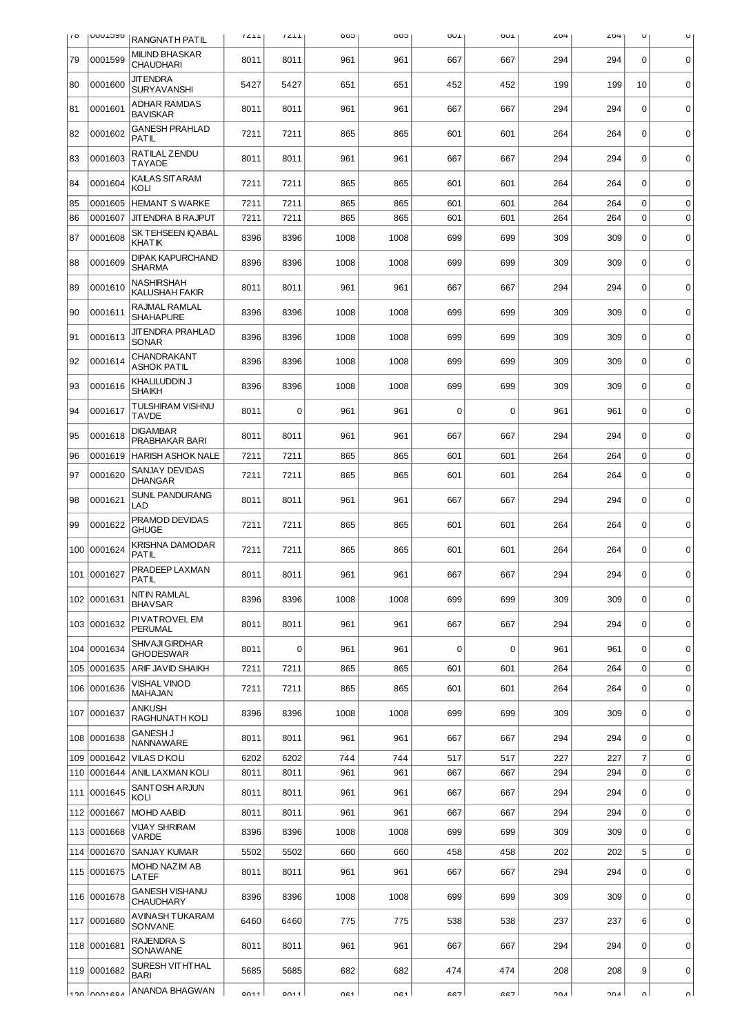| 78 | 0001598 | RANGNATH PATIL | 7211 | 7211 | 865 | 865 | 601 | 601 | 264 | 264 | 0 | 0 |
|---|---|---|---|---|---|---|---|---|---|---|---|---|
| 79 | 0001599 | MILIND BHASKAR CHAUDHARI | 8011 | 8011 | 961 | 961 | 667 | 667 | 294 | 294 | 0 | 0 |
| 80 | 0001600 | JITENDRA SURYAVANSHI | 5427 | 5427 | 651 | 651 | 452 | 452 | 199 | 199 | 10 | 0 |
| 81 | 0001601 | ADHAR RAMDAS BAVISKAR | 8011 | 8011 | 961 | 961 | 667 | 667 | 294 | 294 | 0 | 0 |
| 82 | 0001602 | GANESH PRAHLAD PATIL | 7211 | 7211 | 865 | 865 | 601 | 601 | 264 | 264 | 0 | 0 |
| 83 | 0001603 | RATILAL ZENDU TAYADE | 8011 | 8011 | 961 | 961 | 667 | 667 | 294 | 294 | 0 | 0 |
| 84 | 0001604 | KAILAS SITARAM KOLI | 7211 | 7211 | 865 | 865 | 601 | 601 | 264 | 264 | 0 | 0 |
| 85 | 0001605 | HEMANT S WARKE | 7211 | 7211 | 865 | 865 | 601 | 601 | 264 | 264 | 0 | 0 |
| 86 | 0001607 | JITENDRA B RAJPUT | 7211 | 7211 | 865 | 865 | 601 | 601 | 264 | 264 | 0 | 0 |
| 87 | 0001608 | SK TEHSEEN IQABAL KHATIK | 8396 | 8396 | 1008 | 1008 | 699 | 699 | 309 | 309 | 0 | 0 |
| 88 | 0001609 | DIPAK KAPURCHAND SHARMA | 8396 | 8396 | 1008 | 1008 | 699 | 699 | 309 | 309 | 0 | 0 |
| 89 | 0001610 | NASHIRSHAH KALUSHAH FAKIR | 8011 | 8011 | 961 | 961 | 667 | 667 | 294 | 294 | 0 | 0 |
| 90 | 0001611 | RAJMAL RAMLAL SHAHAPURE | 8396 | 8396 | 1008 | 1008 | 699 | 699 | 309 | 309 | 0 | 0 |
| 91 | 0001613 | JITENDRA PRAHLAD SONAR | 8396 | 8396 | 1008 | 1008 | 699 | 699 | 309 | 309 | 0 | 0 |
| 92 | 0001614 | CHANDRAKANT ASHOK PATIL | 8396 | 8396 | 1008 | 1008 | 699 | 699 | 309 | 309 | 0 | 0 |
| 93 | 0001616 | KHALILUDDIN J SHAIKH | 8396 | 8396 | 1008 | 1008 | 699 | 699 | 309 | 309 | 0 | 0 |
| 94 | 0001617 | TULSHIRAM VISHNU TAVDE | 8011 | 0 | 961 | 961 | 0 | 0 | 961 | 961 | 0 | 0 |
| 95 | 0001618 | DIGAMBAR PRABHAKAR BARI | 8011 | 8011 | 961 | 961 | 667 | 667 | 294 | 294 | 0 | 0 |
| 96 | 0001619 | HARISH ASHOK NALE | 7211 | 7211 | 865 | 865 | 601 | 601 | 264 | 264 | 0 | 0 |
| 97 | 0001620 | SANJAY DEVIDAS DHANGAR | 7211 | 7211 | 865 | 865 | 601 | 601 | 264 | 264 | 0 | 0 |
| 98 | 0001621 | SUNIL PANDURANG LAD | 8011 | 8011 | 961 | 961 | 667 | 667 | 294 | 294 | 0 | 0 |
| 99 | 0001622 | PRAMOD DEVIDAS GHUGE | 7211 | 7211 | 865 | 865 | 601 | 601 | 264 | 264 | 0 | 0 |
| 100 | 0001624 | KRISHNA DAMODAR PATIL | 7211 | 7211 | 865 | 865 | 601 | 601 | 264 | 264 | 0 | 0 |
| 101 | 0001627 | PRADEEP LAXMAN PATIL | 8011 | 8011 | 961 | 961 | 667 | 667 | 294 | 294 | 0 | 0 |
| 102 | 0001631 | NITIN RAMLAL BHAVSAR | 8396 | 8396 | 1008 | 1008 | 699 | 699 | 309 | 309 | 0 | 0 |
| 103 | 0001632 | PIVATROVEL EM PERUMAL | 8011 | 8011 | 961 | 961 | 667 | 667 | 294 | 294 | 0 | 0 |
| 104 | 0001634 | SHIVAJI GIRDHAR GHODESWAR | 8011 | 0 | 961 | 961 | 0 | 0 | 961 | 961 | 0 | 0 |
| 105 | 0001635 | ARIF JAVID SHAIKH | 7211 | 7211 | 865 | 865 | 601 | 601 | 264 | 264 | 0 | 0 |
| 106 | 0001636 | VISHAL VINOD MAHAJAN | 7211 | 7211 | 865 | 865 | 601 | 601 | 264 | 264 | 0 | 0 |
| 107 | 0001637 | ANKUSH RAGHUNATH KOLI | 8396 | 8396 | 1008 | 1008 | 699 | 699 | 309 | 309 | 0 | 0 |
| 108 | 0001638 | GANESH J NANNAWARE | 8011 | 8011 | 961 | 961 | 667 | 667 | 294 | 294 | 0 | 0 |
| 109 | 0001642 | VILAS D KOLI | 6202 | 6202 | 744 | 744 | 517 | 517 | 227 | 227 | 7 | 0 |
| 110 | 0001644 | ANIL LAXMAN KOLI | 8011 | 8011 | 961 | 961 | 667 | 667 | 294 | 294 | 0 | 0 |
| 111 | 0001645 | SANTOSH ARJUN KOLI | 8011 | 8011 | 961 | 961 | 667 | 667 | 294 | 294 | 0 | 0 |
| 112 | 0001667 | MOHD AABID | 8011 | 8011 | 961 | 961 | 667 | 667 | 294 | 294 | 0 | 0 |
| 113 | 0001668 | VIJAY SHRIRAM VARDE | 8396 | 8396 | 1008 | 1008 | 699 | 699 | 309 | 309 | 0 | 0 |
| 114 | 0001670 | SANJAY KUMAR | 5502 | 5502 | 660 | 660 | 458 | 458 | 202 | 202 | 5 | 0 |
| 115 | 0001675 | MOHD NAZIM AB LATEF | 8011 | 8011 | 961 | 961 | 667 | 667 | 294 | 294 | 0 | 0 |
| 116 | 0001678 | GANESH VISHANU CHAUDHARY | 8396 | 8396 | 1008 | 1008 | 699 | 699 | 309 | 309 | 0 | 0 |
| 117 | 0001680 | AVINASH TUKARAM SONVANE | 6460 | 6460 | 775 | 775 | 538 | 538 | 237 | 237 | 6 | 0 |
| 118 | 0001681 | RAJENDRA S SONAWANE | 8011 | 8011 | 961 | 961 | 667 | 667 | 294 | 294 | 0 | 0 |
| 119 | 0001682 | SURESH VITHTHAL BARI | 5685 | 5685 | 682 | 682 | 474 | 474 | 208 | 208 | 9 | 0 |
| 120 | 0001684 | ANANDA BHAGWAN | 8011 | 8011 | 961 | 961 | 667 | 667 | 294 | 294 | 0 | 0 |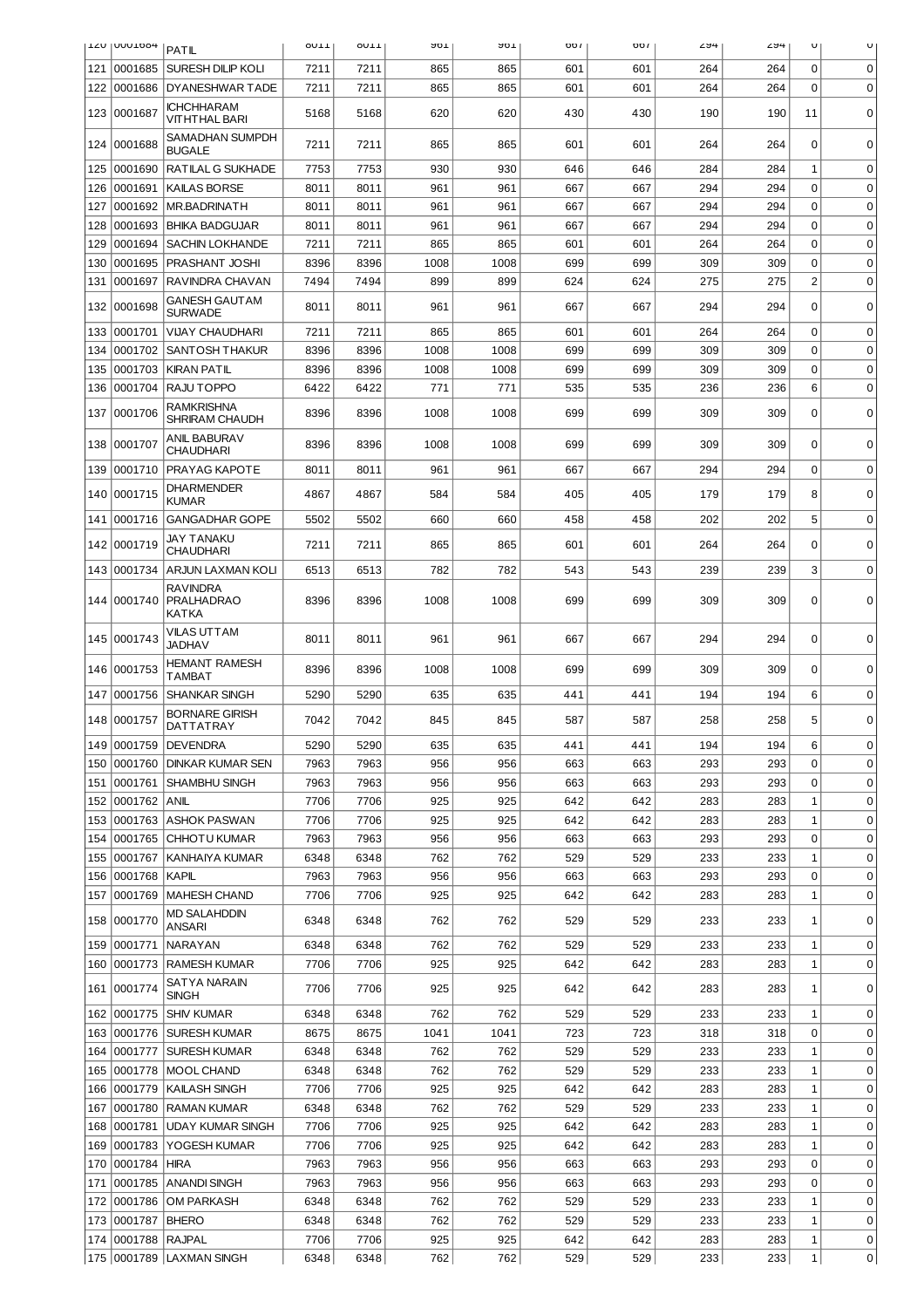| 120 | 0001684 | PATIL | 8011 | 8011 | 961 | 961 | 667 | 667 | 294 | 294 | 0 | 0 |
|---|---|---|---|---|---|---|---|---|---|---|---|---|
| 121 | 0001685 | SURESH DILIP KOLI | 7211 | 7211 | 865 | 865 | 601 | 601 | 264 | 264 | 0 | 0 |
| 122 | 0001686 | DYANESHWAR TADE | 7211 | 7211 | 865 | 865 | 601 | 601 | 264 | 264 | 0 | 0 |
| 123 | 0001687 | ICHCHHARAM VITHTHAL BARI | 5168 | 5168 | 620 | 620 | 430 | 430 | 190 | 190 | 11 | 0 |
| 124 | 0001688 | SAMADHAN SUMPDH BUGALE | 7211 | 7211 | 865 | 865 | 601 | 601 | 264 | 264 | 0 | 0 |
| 125 | 0001690 | RATILAL G SUKHADE | 7753 | 7753 | 930 | 930 | 646 | 646 | 284 | 284 | 1 | 0 |
| 126 | 0001691 | KAILAS BORSE | 8011 | 8011 | 961 | 961 | 667 | 667 | 294 | 294 | 0 | 0 |
| 127 | 0001692 | MR.BADRINATH | 8011 | 8011 | 961 | 961 | 667 | 667 | 294 | 294 | 0 | 0 |
| 128 | 0001693 | BHIKA BADGUJAR | 8011 | 8011 | 961 | 961 | 667 | 667 | 294 | 294 | 0 | 0 |
| 129 | 0001694 | SACHIN LOKHANDE | 7211 | 7211 | 865 | 865 | 601 | 601 | 264 | 264 | 0 | 0 |
| 130 | 0001695 | PRASHANT JOSHI | 8396 | 8396 | 1008 | 1008 | 699 | 699 | 309 | 309 | 0 | 0 |
| 131 | 0001697 | RAVINDRA CHAVAN | 7494 | 7494 | 899 | 899 | 624 | 624 | 275 | 275 | 2 | 0 |
| 132 | 0001698 | GANESH GAUTAM SURWADE | 8011 | 8011 | 961 | 961 | 667 | 667 | 294 | 294 | 0 | 0 |
| 133 | 0001701 | VIJAY CHAUDHARI | 7211 | 7211 | 865 | 865 | 601 | 601 | 264 | 264 | 0 | 0 |
| 134 | 0001702 | SANTOSH THAKUR | 8396 | 8396 | 1008 | 1008 | 699 | 699 | 309 | 309 | 0 | 0 |
| 135 | 0001703 | KIRAN PATIL | 8396 | 8396 | 1008 | 1008 | 699 | 699 | 309 | 309 | 0 | 0 |
| 136 | 0001704 | RAJU TOPPO | 6422 | 6422 | 771 | 771 | 535 | 535 | 236 | 236 | 6 | 0 |
| 137 | 0001706 | RAMKRISHNA SHRIRAM CHAUDH | 8396 | 8396 | 1008 | 1008 | 699 | 699 | 309 | 309 | 0 | 0 |
| 138 | 0001707 | ANIL BABURAV CHAUDHARI | 8396 | 8396 | 1008 | 1008 | 699 | 699 | 309 | 309 | 0 | 0 |
| 139 | 0001710 | PRAYAG KAPOTE | 8011 | 8011 | 961 | 961 | 667 | 667 | 294 | 294 | 0 | 0 |
| 140 | 0001715 | DHARMENDER KUMAR | 4867 | 4867 | 584 | 584 | 405 | 405 | 179 | 179 | 8 | 0 |
| 141 | 0001716 | GANGADHAR GOPE | 5502 | 5502 | 660 | 660 | 458 | 458 | 202 | 202 | 5 | 0 |
| 142 | 0001719 | JAY TANAKU CHAUDHARI | 7211 | 7211 | 865 | 865 | 601 | 601 | 264 | 264 | 0 | 0 |
| 143 | 0001734 | ARJUN LAXMAN KOLI | 6513 | 6513 | 782 | 782 | 543 | 543 | 239 | 239 | 3 | 0 |
| 144 | 0001740 | RAVINDRA PRALHADRAO KATKA | 8396 | 8396 | 1008 | 1008 | 699 | 699 | 309 | 309 | 0 | 0 |
| 145 | 0001743 | VILAS UTTAM JADHAV | 8011 | 8011 | 961 | 961 | 667 | 667 | 294 | 294 | 0 | 0 |
| 146 | 0001753 | HEMANT RAMESH TAMBAT | 8396 | 8396 | 1008 | 1008 | 699 | 699 | 309 | 309 | 0 | 0 |
| 147 | 0001756 | SHANKAR SINGH | 5290 | 5290 | 635 | 635 | 441 | 441 | 194 | 194 | 6 | 0 |
| 148 | 0001757 | BORNARE GIRISH DATTATRAY | 7042 | 7042 | 845 | 845 | 587 | 587 | 258 | 258 | 5 | 0 |
| 149 | 0001759 | DEVENDRA | 5290 | 5290 | 635 | 635 | 441 | 441 | 194 | 194 | 6 | 0 |
| 150 | 0001760 | DINKAR KUMAR SEN | 7963 | 7963 | 956 | 956 | 663 | 663 | 293 | 293 | 0 | 0 |
| 151 | 0001761 | SHAMBHU SINGH | 7963 | 7963 | 956 | 956 | 663 | 663 | 293 | 293 | 0 | 0 |
| 152 | 0001762 | ANIL | 7706 | 7706 | 925 | 925 | 642 | 642 | 283 | 283 | 1 | 0 |
| 153 | 0001763 | ASHOK PASWAN | 7706 | 7706 | 925 | 925 | 642 | 642 | 283 | 283 | 1 | 0 |
| 154 | 0001765 | CHHOTU KUMAR | 7963 | 7963 | 956 | 956 | 663 | 663 | 293 | 293 | 0 | 0 |
| 155 | 0001767 | KANHAIYA KUMAR | 6348 | 6348 | 762 | 762 | 529 | 529 | 233 | 233 | 1 | 0 |
| 156 | 0001768 | KAPIL | 7963 | 7963 | 956 | 956 | 663 | 663 | 293 | 293 | 0 | 0 |
| 157 | 0001769 | MAHESH CHAND | 7706 | 7706 | 925 | 925 | 642 | 642 | 283 | 283 | 1 | 0 |
| 158 | 0001770 | MD SALAHDDIN ANSARI | 6348 | 6348 | 762 | 762 | 529 | 529 | 233 | 233 | 1 | 0 |
| 159 | 0001771 | NARAYAN | 6348 | 6348 | 762 | 762 | 529 | 529 | 233 | 233 | 1 | 0 |
| 160 | 0001773 | RAMESH KUMAR | 7706 | 7706 | 925 | 925 | 642 | 642 | 283 | 283 | 1 | 0 |
| 161 | 0001774 | SATYA NARAIN SINGH | 7706 | 7706 | 925 | 925 | 642 | 642 | 283 | 283 | 1 | 0 |
| 162 | 0001775 | SHIV KUMAR | 6348 | 6348 | 762 | 762 | 529 | 529 | 233 | 233 | 1 | 0 |
| 163 | 0001776 | SURESH KUMAR | 8675 | 8675 | 1041 | 1041 | 723 | 723 | 318 | 318 | 0 | 0 |
| 164 | 0001777 | SURESH KUMAR | 6348 | 6348 | 762 | 762 | 529 | 529 | 233 | 233 | 1 | 0 |
| 165 | 0001778 | MOOL CHAND | 6348 | 6348 | 762 | 762 | 529 | 529 | 233 | 233 | 1 | 0 |
| 166 | 0001779 | KAILASH SINGH | 7706 | 7706 | 925 | 925 | 642 | 642 | 283 | 283 | 1 | 0 |
| 167 | 0001780 | RAMAN KUMAR | 6348 | 6348 | 762 | 762 | 529 | 529 | 233 | 233 | 1 | 0 |
| 168 | 0001781 | UDAY KUMAR SINGH | 7706 | 7706 | 925 | 925 | 642 | 642 | 283 | 283 | 1 | 0 |
| 169 | 0001783 | YOGESH KUMAR | 7706 | 7706 | 925 | 925 | 642 | 642 | 283 | 283 | 1 | 0 |
| 170 | 0001784 | HIRA | 7963 | 7963 | 956 | 956 | 663 | 663 | 293 | 293 | 0 | 0 |
| 171 | 0001785 | ANANDI SINGH | 7963 | 7963 | 956 | 956 | 663 | 663 | 293 | 293 | 0 | 0 |
| 172 | 0001786 | OM PARKASH | 6348 | 6348 | 762 | 762 | 529 | 529 | 233 | 233 | 1 | 0 |
| 173 | 0001787 | BHERO | 6348 | 6348 | 762 | 762 | 529 | 529 | 233 | 233 | 1 | 0 |
| 174 | 0001788 | RAJPAL | 7706 | 7706 | 925 | 925 | 642 | 642 | 283 | 283 | 1 | 0 |
| 175 | 0001789 | LAXMAN SINGH | 6348 | 6348 | 762 | 762 | 529 | 529 | 233 | 233 | 1 | 0 |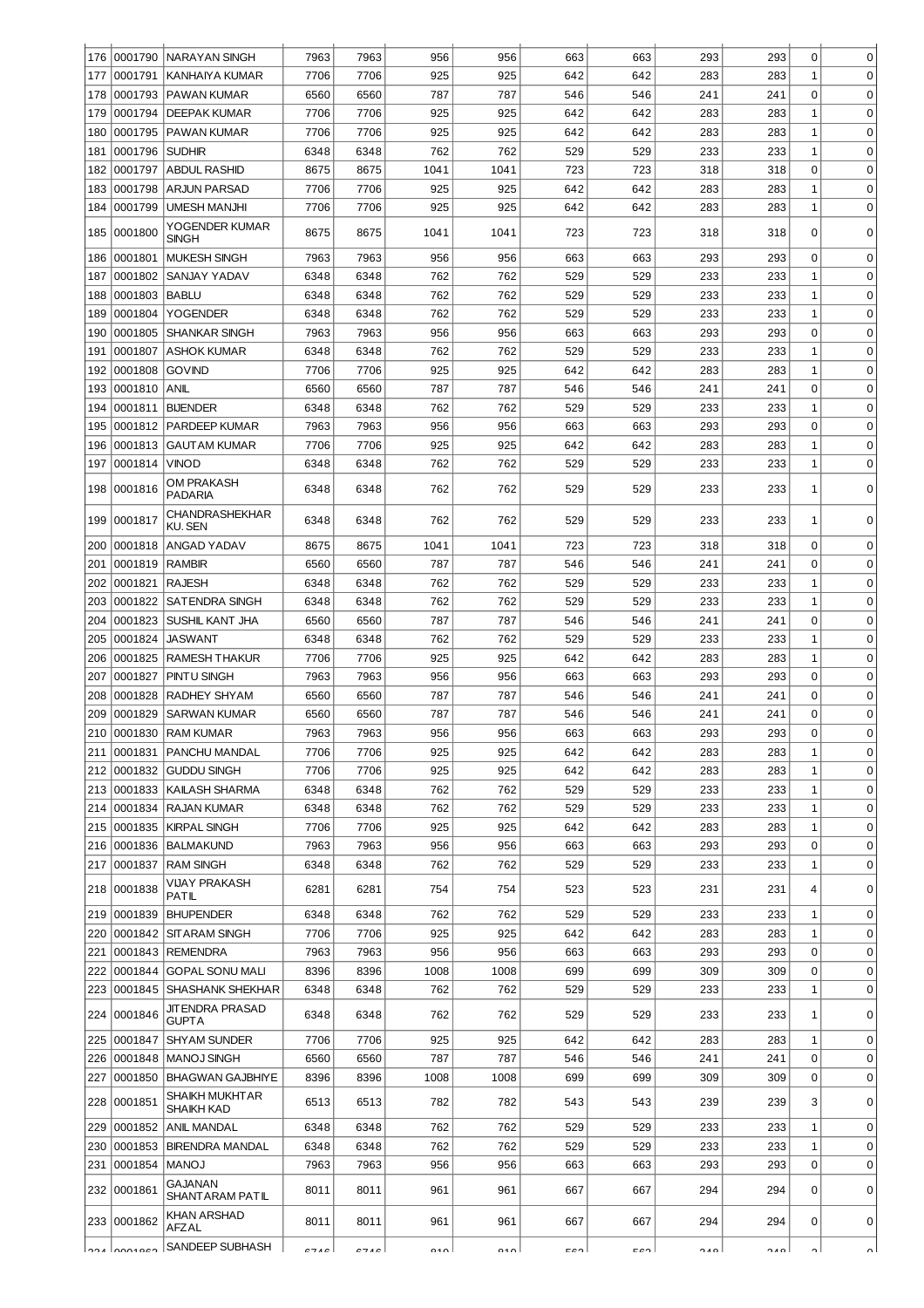| 176 | 0001790 | NARAYAN SINGH | 7963 | 7963 | 956 | 956 | 663 | 663 | 293 | 293 | 0 | 0 |
|---|---|---|---|---|---|---|---|---|---|---|---|---|
| 177 | 0001791 | KANHAIYA KUMAR | 7706 | 7706 | 925 | 925 | 642 | 642 | 283 | 283 | 1 | 0 |
| 178 | 0001793 | PAWAN KUMAR | 6560 | 6560 | 787 | 787 | 546 | 546 | 241 | 241 | 0 | 0 |
| 179 | 0001794 | DEEPAK KUMAR | 7706 | 7706 | 925 | 925 | 642 | 642 | 283 | 283 | 1 | 0 |
| 180 | 0001795 | PAWAN KUMAR | 7706 | 7706 | 925 | 925 | 642 | 642 | 283 | 283 | 1 | 0 |
| 181 | 0001796 | SUDHIR | 6348 | 6348 | 762 | 762 | 529 | 529 | 233 | 233 | 1 | 0 |
| 182 | 0001797 | ABDUL RASHID | 8675 | 8675 | 1041 | 1041 | 723 | 723 | 318 | 318 | 0 | 0 |
| 183 | 0001798 | ARJUN PARSAD | 7706 | 7706 | 925 | 925 | 642 | 642 | 283 | 283 | 1 | 0 |
| 184 | 0001799 | UMESH MANJHI | 7706 | 7706 | 925 | 925 | 642 | 642 | 283 | 283 | 1 | 0 |
| 185 | 0001800 | YOGENDER KUMAR SINGH | 8675 | 8675 | 1041 | 1041 | 723 | 723 | 318 | 318 | 0 | 0 |
| 186 | 0001801 | MUKESH SINGH | 7963 | 7963 | 956 | 956 | 663 | 663 | 293 | 293 | 0 | 0 |
| 187 | 0001802 | SANJAY YADAV | 6348 | 6348 | 762 | 762 | 529 | 529 | 233 | 233 | 1 | 0 |
| 188 | 0001803 | BABLU | 6348 | 6348 | 762 | 762 | 529 | 529 | 233 | 233 | 1 | 0 |
| 189 | 0001804 | YOGENDER | 6348 | 6348 | 762 | 762 | 529 | 529 | 233 | 233 | 1 | 0 |
| 190 | 0001805 | SHANKAR SINGH | 7963 | 7963 | 956 | 956 | 663 | 663 | 293 | 293 | 0 | 0 |
| 191 | 0001807 | ASHOK KUMAR | 6348 | 6348 | 762 | 762 | 529 | 529 | 233 | 233 | 1 | 0 |
| 192 | 0001808 | GOVIND | 7706 | 7706 | 925 | 925 | 642 | 642 | 283 | 283 | 1 | 0 |
| 193 | 0001810 | ANIL | 6560 | 6560 | 787 | 787 | 546 | 546 | 241 | 241 | 0 | 0 |
| 194 | 0001811 | BIJENDER | 6348 | 6348 | 762 | 762 | 529 | 529 | 233 | 233 | 1 | 0 |
| 195 | 0001812 | PARDEEP KUMAR | 7963 | 7963 | 956 | 956 | 663 | 663 | 293 | 293 | 0 | 0 |
| 196 | 0001813 | GAUTAM KUMAR | 7706 | 7706 | 925 | 925 | 642 | 642 | 283 | 283 | 1 | 0 |
| 197 | 0001814 | VINOD | 6348 | 6348 | 762 | 762 | 529 | 529 | 233 | 233 | 1 | 0 |
| 198 | 0001816 | OM PRAKASH PADARIA | 6348 | 6348 | 762 | 762 | 529 | 529 | 233 | 233 | 1 | 0 |
| 199 | 0001817 | CHANDRASHEKHAR KU. SEN | 6348 | 6348 | 762 | 762 | 529 | 529 | 233 | 233 | 1 | 0 |
| 200 | 0001818 | ANGAD YADAV | 8675 | 8675 | 1041 | 1041 | 723 | 723 | 318 | 318 | 0 | 0 |
| 201 | 0001819 | RAMBIR | 6560 | 6560 | 787 | 787 | 546 | 546 | 241 | 241 | 0 | 0 |
| 202 | 0001821 | RAJESH | 6348 | 6348 | 762 | 762 | 529 | 529 | 233 | 233 | 1 | 0 |
| 203 | 0001822 | SATENDRA SINGH | 6348 | 6348 | 762 | 762 | 529 | 529 | 233 | 233 | 1 | 0 |
| 204 | 0001823 | SUSHIL KANT JHA | 6560 | 6560 | 787 | 787 | 546 | 546 | 241 | 241 | 0 | 0 |
| 205 | 0001824 | JASWANT | 6348 | 6348 | 762 | 762 | 529 | 529 | 233 | 233 | 1 | 0 |
| 206 | 0001825 | RAMESH THAKUR | 7706 | 7706 | 925 | 925 | 642 | 642 | 283 | 283 | 1 | 0 |
| 207 | 0001827 | PINTU SINGH | 7963 | 7963 | 956 | 956 | 663 | 663 | 293 | 293 | 0 | 0 |
| 208 | 0001828 | RADHEY SHYAM | 6560 | 6560 | 787 | 787 | 546 | 546 | 241 | 241 | 0 | 0 |
| 209 | 0001829 | SARWAN KUMAR | 6560 | 6560 | 787 | 787 | 546 | 546 | 241 | 241 | 0 | 0 |
| 210 | 0001830 | RAM KUMAR | 7963 | 7963 | 956 | 956 | 663 | 663 | 293 | 293 | 0 | 0 |
| 211 | 0001831 | PANCHU MANDAL | 7706 | 7706 | 925 | 925 | 642 | 642 | 283 | 283 | 1 | 0 |
| 212 | 0001832 | GUDDU SINGH | 7706 | 7706 | 925 | 925 | 642 | 642 | 283 | 283 | 1 | 0 |
| 213 | 0001833 | KAILASH SHARMA | 6348 | 6348 | 762 | 762 | 529 | 529 | 233 | 233 | 1 | 0 |
| 214 | 0001834 | RAJAN KUMAR | 6348 | 6348 | 762 | 762 | 529 | 529 | 233 | 233 | 1 | 0 |
| 215 | 0001835 | KIRPAL SINGH | 7706 | 7706 | 925 | 925 | 642 | 642 | 283 | 283 | 1 | 0 |
| 216 | 0001836 | BALMAKUND | 7963 | 7963 | 956 | 956 | 663 | 663 | 293 | 293 | 0 | 0 |
| 217 | 0001837 | RAM SINGH | 6348 | 6348 | 762 | 762 | 529 | 529 | 233 | 233 | 1 | 0 |
| 218 | 0001838 | VIJAY PRAKASH PATIL | 6281 | 6281 | 754 | 754 | 523 | 523 | 231 | 231 | 4 | 0 |
| 219 | 0001839 | BHUPENDER | 6348 | 6348 | 762 | 762 | 529 | 529 | 233 | 233 | 1 | 0 |
| 220 | 0001842 | SITARAM SINGH | 7706 | 7706 | 925 | 925 | 642 | 642 | 283 | 283 | 1 | 0 |
| 221 | 0001843 | REMENDRA | 7963 | 7963 | 956 | 956 | 663 | 663 | 293 | 293 | 0 | 0 |
| 222 | 0001844 | GOPAL SONU MALI | 8396 | 8396 | 1008 | 1008 | 699 | 699 | 309 | 309 | 0 | 0 |
| 223 | 0001845 | SHASHANK SHEKHAR | 6348 | 6348 | 762 | 762 | 529 | 529 | 233 | 233 | 1 | 0 |
| 224 | 0001846 | JITENDRA PRASAD GUPTA | 6348 | 6348 | 762 | 762 | 529 | 529 | 233 | 233 | 1 | 0 |
| 225 | 0001847 | SHYAM SUNDER | 7706 | 7706 | 925 | 925 | 642 | 642 | 283 | 283 | 1 | 0 |
| 226 | 0001848 | MANOJ SINGH | 6560 | 6560 | 787 | 787 | 546 | 546 | 241 | 241 | 0 | 0 |
| 227 | 0001850 | BHAGWAN GAJBHIYE | 8396 | 8396 | 1008 | 1008 | 699 | 699 | 309 | 309 | 0 | 0 |
| 228 | 0001851 | SHAIKH MUKHTAR SHAIKH KAD | 6513 | 6513 | 782 | 782 | 543 | 543 | 239 | 239 | 3 | 0 |
| 229 | 0001852 | ANIL MANDAL | 6348 | 6348 | 762 | 762 | 529 | 529 | 233 | 233 | 1 | 0 |
| 230 | 0001853 | BIRENDRA MANDAL | 6348 | 6348 | 762 | 762 | 529 | 529 | 233 | 233 | 1 | 0 |
| 231 | 0001854 | MANOJ | 7963 | 7963 | 956 | 956 | 663 | 663 | 293 | 293 | 0 | 0 |
| 232 | 0001861 | GAJANAN SHANTARAM PATIL | 8011 | 8011 | 961 | 961 | 667 | 667 | 294 | 294 | 0 | 0 |
| 233 | 0001862 | KHAN ARSHAD AFZAL | 8011 | 8011 | 961 | 961 | 667 | 667 | 294 | 294 | 0 | 0 |
| 234 | 0001863 | SANDEEP SUBHASH | 6746 | 6746 | 810 | 810 | 562 | 562 | 248 | 248 | 2 | 0 |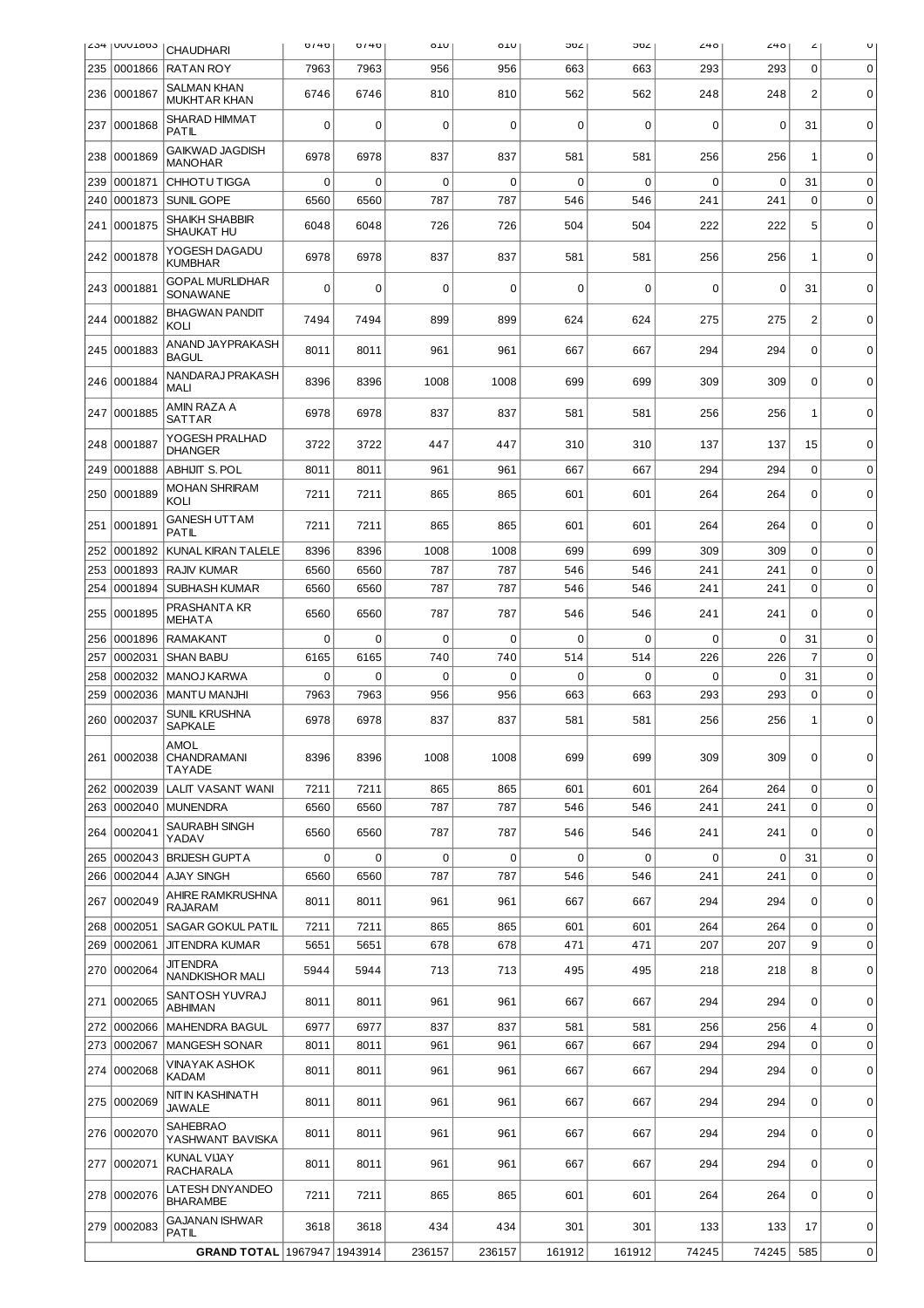| 234 | 0001865 | CHAUDHARI | 6746 | 6746 | 810 | 810 | 562 | 562 | 248 | 248 | 2 | 0 |
|---|---|---|---|---|---|---|---|---|---|---|---|---|
| 235 | 0001866 | RATAN ROY | 7963 | 7963 | 956 | 956 | 663 | 663 | 293 | 293 | 0 | 0 |
| 236 | 0001867 | SALMAN KHAN MUKHTAR KHAN | 6746 | 6746 | 810 | 810 | 562 | 562 | 248 | 248 | 2 | 0 |
| 237 | 0001868 | SHARAD HIMMAT PATIL | 0 | 0 | 0 | 0 | 0 | 0 | 0 | 0 | 31 | 0 |
| 238 | 0001869 | GAIKWAD JAGDISH MANOHAR | 6978 | 6978 | 837 | 837 | 581 | 581 | 256 | 256 | 1 | 0 |
| 239 | 0001871 | CHHOTU TIGGA | 0 | 0 | 0 | 0 | 0 | 0 | 0 | 0 | 31 | 0 |
| 240 | 0001873 | SUNIL GOPE | 6560 | 6560 | 787 | 787 | 546 | 546 | 241 | 241 | 0 | 0 |
| 241 | 0001875 | SHAIKH SHABBIR SHAUKAT HU | 6048 | 6048 | 726 | 726 | 504 | 504 | 222 | 222 | 5 | 0 |
| 242 | 0001878 | YOGESH DAGADU KUMBHAR | 6978 | 6978 | 837 | 837 | 581 | 581 | 256 | 256 | 1 | 0 |
| 243 | 0001881 | GOPAL MURLIDHAR SONAWANE | 0 | 0 | 0 | 0 | 0 | 0 | 0 | 0 | 31 | 0 |
| 244 | 0001882 | BHAGWAN PANDIT KOLI | 7494 | 7494 | 899 | 899 | 624 | 624 | 275 | 275 | 2 | 0 |
| 245 | 0001883 | ANAND JAYPRAKASH BAGUL | 8011 | 8011 | 961 | 961 | 667 | 667 | 294 | 294 | 0 | 0 |
| 246 | 0001884 | NANDARAJ PRAKASH MALI | 8396 | 8396 | 1008 | 1008 | 699 | 699 | 309 | 309 | 0 | 0 |
| 247 | 0001885 | AMIN RAZA A SATTAR | 6978 | 6978 | 837 | 837 | 581 | 581 | 256 | 256 | 1 | 0 |
| 248 | 0001887 | YOGESH PRALHAD DHANGER | 3722 | 3722 | 447 | 447 | 310 | 310 | 137 | 137 | 15 | 0 |
| 249 | 0001888 | ABHIJIT S. POL | 8011 | 8011 | 961 | 961 | 667 | 667 | 294 | 294 | 0 | 0 |
| 250 | 0001889 | MOHAN SHRIRAM KOLI | 7211 | 7211 | 865 | 865 | 601 | 601 | 264 | 264 | 0 | 0 |
| 251 | 0001891 | GANESH UTTAM PATIL | 7211 | 7211 | 865 | 865 | 601 | 601 | 264 | 264 | 0 | 0 |
| 252 | 0001892 | KUNAL KIRAN TALELE | 8396 | 8396 | 1008 | 1008 | 699 | 699 | 309 | 309 | 0 | 0 |
| 253 | 0001893 | RAJIV KUMAR | 6560 | 6560 | 787 | 787 | 546 | 546 | 241 | 241 | 0 | 0 |
| 254 | 0001894 | SUBHASH KUMAR | 6560 | 6560 | 787 | 787 | 546 | 546 | 241 | 241 | 0 | 0 |
| 255 | 0001895 | PRASHANTA KR MEHATA | 6560 | 6560 | 787 | 787 | 546 | 546 | 241 | 241 | 0 | 0 |
| 256 | 0001896 | RAMAKANT | 0 | 0 | 0 | 0 | 0 | 0 | 0 | 0 | 31 | 0 |
| 257 | 0002031 | SHAN BABU | 6165 | 6165 | 740 | 740 | 514 | 514 | 226 | 226 | 7 | 0 |
| 258 | 0002032 | MANOJ KARWA | 0 | 0 | 0 | 0 | 0 | 0 | 0 | 0 | 31 | 0 |
| 259 | 0002036 | MANTU MANJHI | 7963 | 7963 | 956 | 956 | 663 | 663 | 293 | 293 | 0 | 0 |
| 260 | 0002037 | SUNIL KRUSHNA SAPKALE | 6978 | 6978 | 837 | 837 | 581 | 581 | 256 | 256 | 1 | 0 |
| 261 | 0002038 | AMOL CHANDRAMANI TAYADE | 8396 | 8396 | 1008 | 1008 | 699 | 699 | 309 | 309 | 0 | 0 |
| 262 | 0002039 | LALIT VASANT WANI | 7211 | 7211 | 865 | 865 | 601 | 601 | 264 | 264 | 0 | 0 |
| 263 | 0002040 | MUNENDRA | 6560 | 6560 | 787 | 787 | 546 | 546 | 241 | 241 | 0 | 0 |
| 264 | 0002041 | SAURABH SINGH YADAV | 6560 | 6560 | 787 | 787 | 546 | 546 | 241 | 241 | 0 | 0 |
| 265 | 0002043 | BRIJESH GUPTA | 0 | 0 | 0 | 0 | 0 | 0 | 0 | 0 | 31 | 0 |
| 266 | 0002044 | AJAY SINGH | 6560 | 6560 | 787 | 787 | 546 | 546 | 241 | 241 | 0 | 0 |
| 267 | 0002049 | AHIRE RAMKRUSHNA RAJARAM | 8011 | 8011 | 961 | 961 | 667 | 667 | 294 | 294 | 0 | 0 |
| 268 | 0002051 | SAGAR GOKUL PATIL | 7211 | 7211 | 865 | 865 | 601 | 601 | 264 | 264 | 0 | 0 |
| 269 | 0002061 | JITENDRA KUMAR | 5651 | 5651 | 678 | 678 | 471 | 471 | 207 | 207 | 9 | 0 |
| 270 | 0002064 | JITENDRA NANDKISHOR MALI | 5944 | 5944 | 713 | 713 | 495 | 495 | 218 | 218 | 8 | 0 |
| 271 | 0002065 | SANTOSH YUVRAJ ABHIMAN | 8011 | 8011 | 961 | 961 | 667 | 667 | 294 | 294 | 0 | 0 |
| 272 | 0002066 | MAHENDRA BAGUL | 6977 | 6977 | 837 | 837 | 581 | 581 | 256 | 256 | 4 | 0 |
| 273 | 0002067 | MANGESH SONAR | 8011 | 8011 | 961 | 961 | 667 | 667 | 294 | 294 | 0 | 0 |
| 274 | 0002068 | VINAYAK ASHOK KADAM | 8011 | 8011 | 961 | 961 | 667 | 667 | 294 | 294 | 0 | 0 |
| 275 | 0002069 | NITIN KASHINATH JAWALE | 8011 | 8011 | 961 | 961 | 667 | 667 | 294 | 294 | 0 | 0 |
| 276 | 0002070 | SAHEBRAO YASHWANT BAVISKA | 8011 | 8011 | 961 | 961 | 667 | 667 | 294 | 294 | 0 | 0 |
| 277 | 0002071 | KUNAL VIJAY RACHARALA | 8011 | 8011 | 961 | 961 | 667 | 667 | 294 | 294 | 0 | 0 |
| 278 | 0002076 | LATESH DNYANDEO BHARAMBE | 7211 | 7211 | 865 | 865 | 601 | 601 | 264 | 264 | 0 | 0 |
| 279 | 0002083 | GAJANAN ISHWAR PATIL | 3618 | 3618 | 434 | 434 | 301 | 301 | 133 | 133 | 17 | 0 |
| | | **GRAND TOTAL** | 1967947 | 1943914 | 236157 | 236157 | 161912 | 161912 | 74245 | 74245 | 585 | 0 |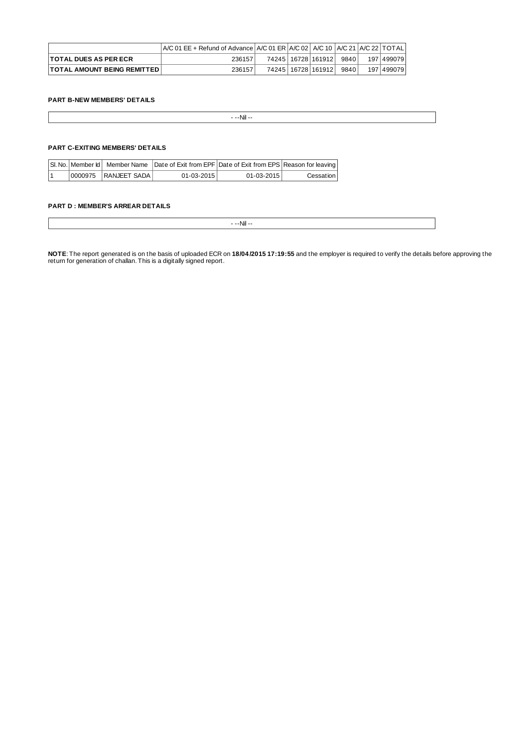| | A/C 01 EE + Refund of Advance | A/C 01 ER | A/C 02 | A/C 10 | A/C 21 | A/C 22 | TOTAL |
|---|---|---|---|---|---|---|---|
| **TOTAL DUES AS PER ECR** | 236157 | 74245 | 16728 | 161912 | 9840 | 197 | 499079 |
| **TOTAL AMOUNT BEING REMITTED** | 236157 | 74245 | 16728 | 161912 | 9840 | 197 | 499079 |

**PART B-NEW MEMBERS' DETAILS**

- --Nil --

**PART C-EXITING MEMBERS' DETAILS**

| Sl. No. | Member Id | Member Name | Date of Exit from EPF | Date of Exit from EPS | Reason for leaving |
|---|---|---|---|---|---|
| 1 | 0000975 | RANJEET SADA | 01-03-2015 | 01-03-2015 | Cessation |

**PART D : MEMBER'S ARREAR DETAILS**

- --Nil --

**NOTE**: The report generated is on the basis of uploaded ECR on **18/04/2015 17:19:55** and the employer is required to verify the details before approving the return for generation of challan. This is a digitally signed report.